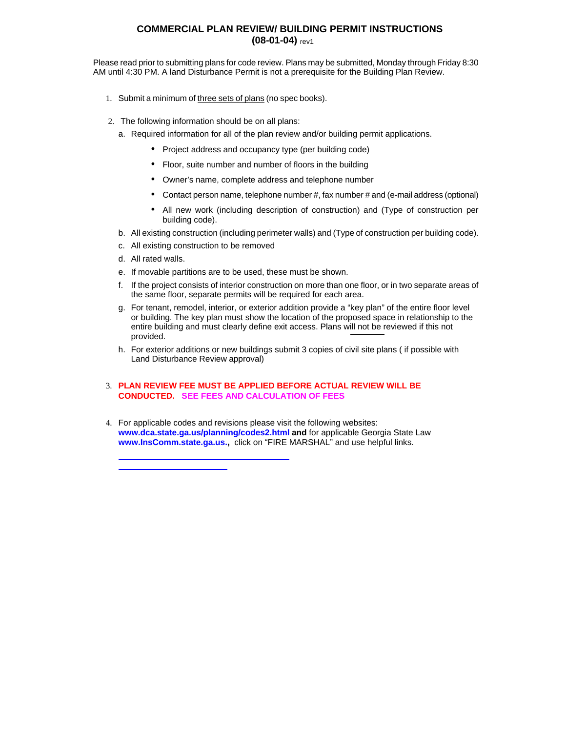# COMMERCIAL PLAN REVIEW/ BUILDING PERMIT INSTRUCTIONS
## (08-01-04) rev1

Please read prior to submitting plans for code review. Plans may be submitted, Monday through Friday 8:30 AM until 4:30 PM. A land Disturbance Permit is not a prerequisite for the Building Plan Review.

1. Submit a minimum of <u>three sets of plans</u> (no spec books).

2. The following information should be on all plans:
   a. Required information for all of the plan review and/or building permit applications.
      - Project address and occupancy type (per building code)
      - Floor, suite number and number of floors in the building
      - Owner's name, complete address and telephone number
      - Contact person name, telephone number #, fax number # and (e-mail address (optional)
      - All new work (including description of construction) and (Type of construction per building code).

   b. All existing construction (including perimeter walls) and (Type of construction per building code).
   c. All existing construction to be removed
   d. All rated walls.
   e. If movable partitions are to be used, these must be shown.
   f. If the project consists of interior construction on more than one floor, or in two separate areas of the same floor, separate permits will be required for each area.
   g. For tenant, remodel, interior, or exterior addition provide a "key plan" of the entire floor level or building. The key plan must show the location of the proposed space in relationship to the entire building and must clearly define exit access. Plans will <u>not be</u> reviewed if this not provided.
   h. For exterior additions or new buildings submit 3 copies of civil site plans ( if possible with Land Disturbance Review approval)

3. **PLAN REVIEW FEE MUST BE APPLIED BEFORE ACTUAL REVIEW WILL BE CONDUCTED. SEE FEES AND CALCULATION OF FEES**

4. For applicable codes and revisions please visit the following websites: **www.dca.state.ga.us/planning/codes2.html and** for applicable Georgia State Law **www.InsComm.state.ga.us.,** click on "FIRE MARSHAL" and use helpful links.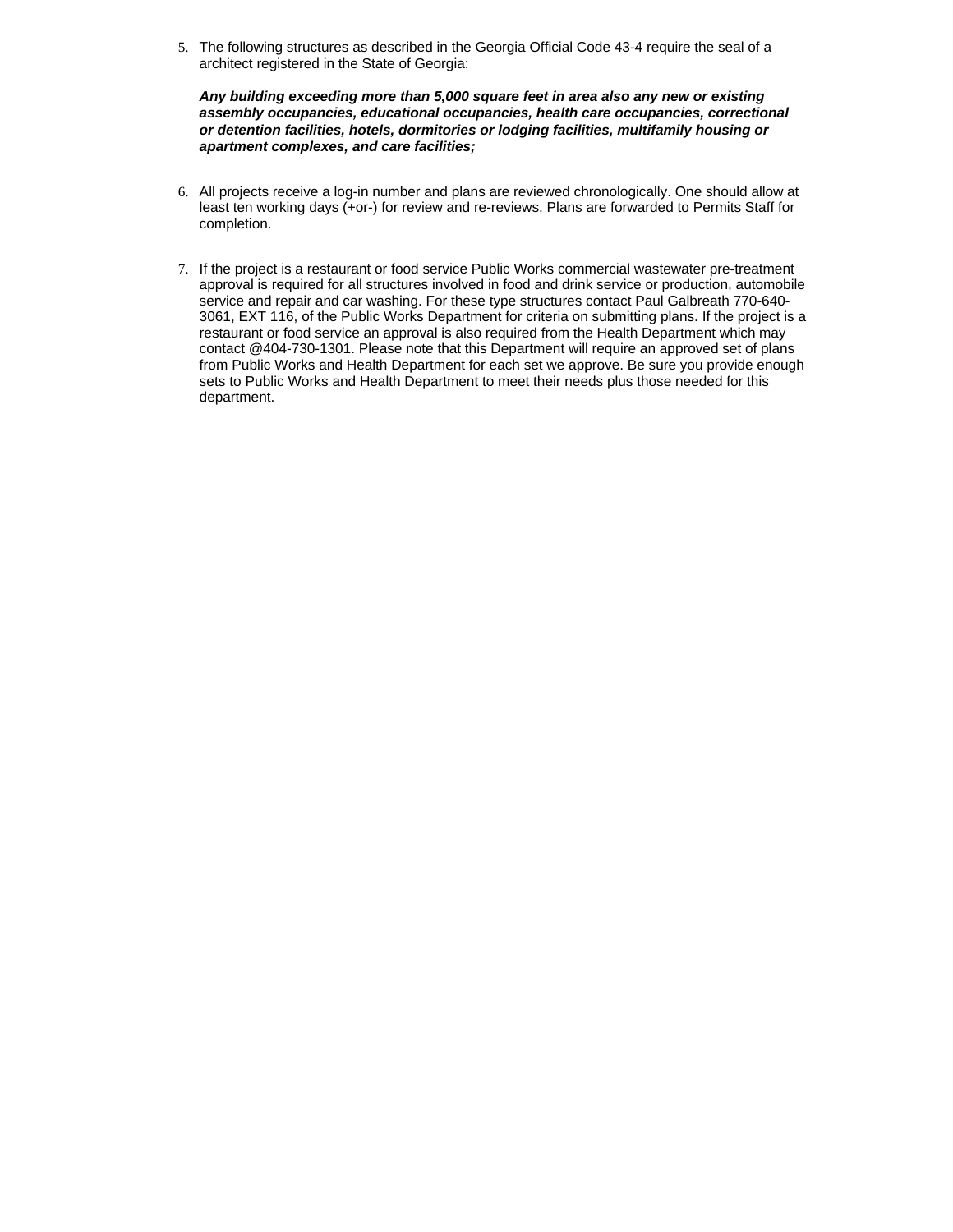5. The following structures as described in the Georgia Official Code 43-4 require the seal of a architect registered in the State of Georgia:

   ***Any building exceeding more than 5,000 square feet in area also any new or existing assembly occupancies, educational occupancies, health care occupancies, correctional or detention facilities, hotels, dormitories or lodging facilities, multifamily housing or apartment complexes, and care facilities;***

6. All projects receive a log-in number and plans are reviewed chronologically. One should allow at least ten working days (+or-) for review and re-reviews. Plans are forwarded to Permits Staff for completion.

7. If the project is a restaurant or food service Public Works commercial wastewater pre-treatment approval is required for all structures involved in food and drink service or production, automobile service and repair and car washing. For these type structures contact Paul Galbreath 770-640-3061, EXT 116, of the Public Works Department for criteria on submitting plans. If the project is a restaurant or food service an approval is also required from the Health Department which may contact @404-730-1301. Please note that this Department will require an approved set of plans from Public Works and Health Department for each set we approve. Be sure you provide enough sets to Public Works and Health Department to meet their needs plus those needed for this department.